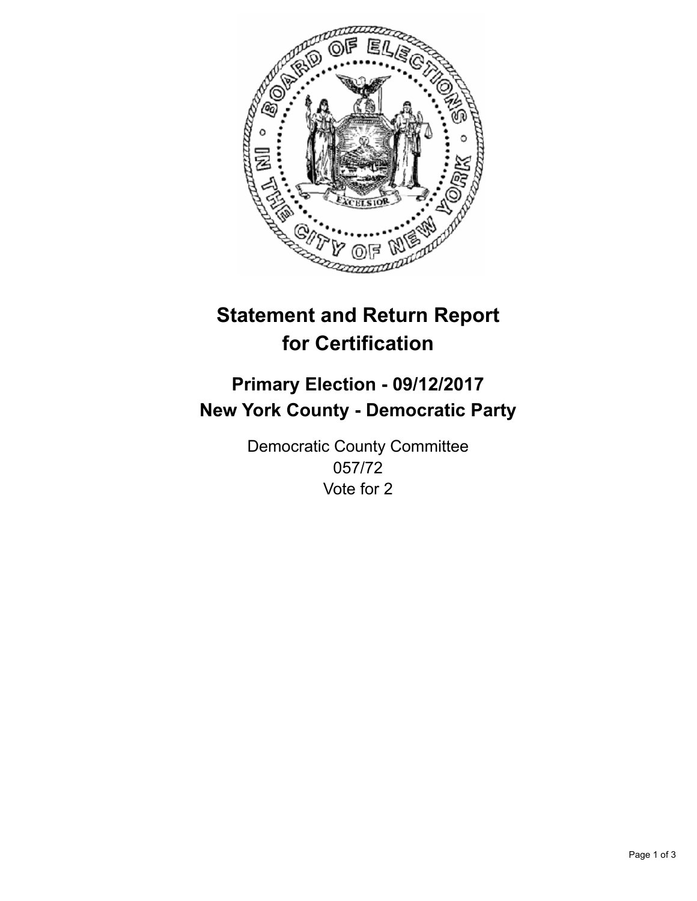# Statement and Return Report for Certification

## Primary Election - 09/12/2017
## New York County - Democratic Party

Democratic County Committee
057/72
Vote for 2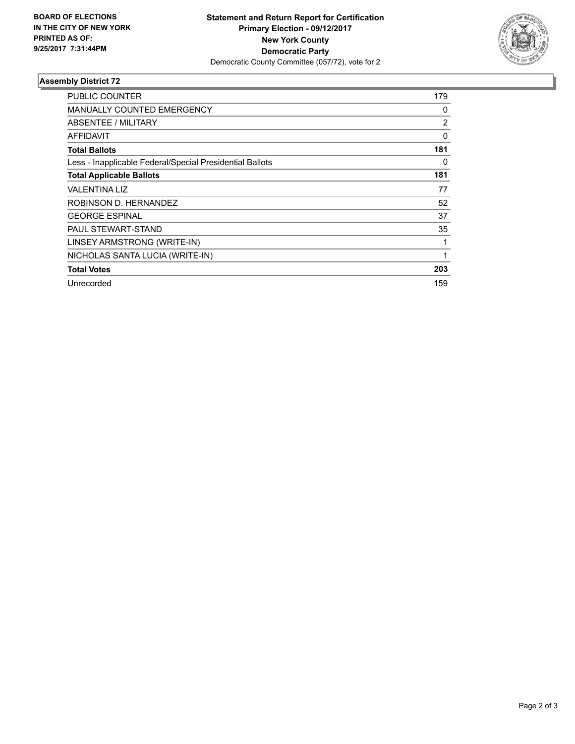**BOARD OF ELECTIONS IN THE CITY OF NEW YORK PRINTED AS OF: 9/25/2017 7:31:44PM**

**Statement and Return Report for Certification**
**Primary Election - 09/12/2017**
**New York County**
**Democratic Party**
Democratic County Committee (057/72), vote for 2

## Assembly District 72

| | |
|---|---|
| PUBLIC COUNTER | 179 |
| MANUALLY COUNTED EMERGENCY | 0 |
| ABSENTEE / MILITARY | 2 |
| AFFIDAVIT | 0 |
| **Total Ballots** | **181** |
| Less - Inapplicable Federal/Special Presidential Ballots | 0 |
| **Total Applicable Ballots** | **181** |
| VALENTINA LIZ | 77 |
| ROBINSON D. HERNANDEZ | 52 |
| GEORGE ESPINAL | 37 |
| PAUL STEWART-STAND | 35 |
| LINSEY ARMSTRONG (WRITE-IN) | 1 |
| NICHOLAS SANTA LUCIA (WRITE-IN) | 1 |
| **Total Votes** | **203** |
| Unrecorded | 159 |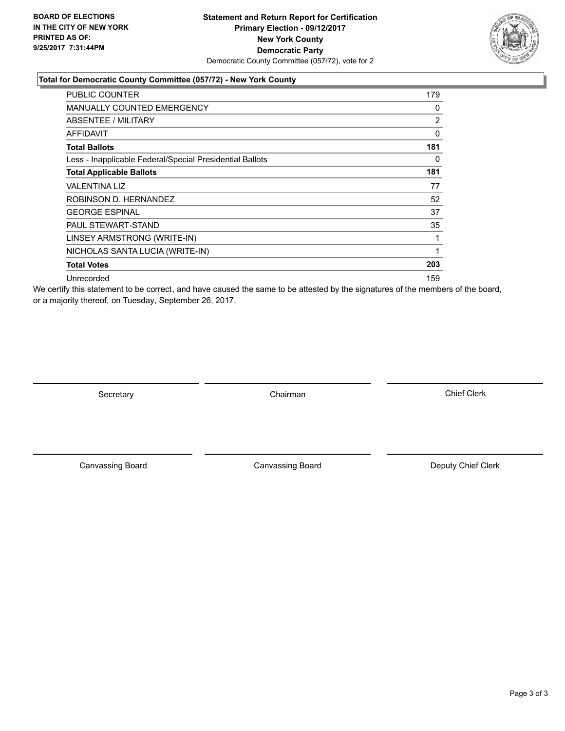**BOARD OF ELECTIONS IN THE CITY OF NEW YORK PRINTED AS OF: 9/25/2017 7:31:44PM**

**Statement and Return Report for Certification**
**Primary Election - 09/12/2017**
**New York County**
**Democratic Party**
Democratic County Committee (057/72), vote for 2

### Total for Democratic County Committee (057/72) - New York County

| | |
|---|---|
| PUBLIC COUNTER | 179 |
| MANUALLY COUNTED EMERGENCY | 0 |
| ABSENTEE / MILITARY | 2 |
| AFFIDAVIT | 0 |
| **Total Ballots** | **181** |
| Less - Inapplicable Federal/Special Presidential Ballots | 0 |
| **Total Applicable Ballots** | **181** |
| VALENTINA LIZ | 77 |
| ROBINSON D. HERNANDEZ | 52 |
| GEORGE ESPINAL | 37 |
| PAUL STEWART-STAND | 35 |
| LINSEY ARMSTRONG (WRITE-IN) | 1 |
| NICHOLAS SANTA LUCIA (WRITE-IN) | 1 |
| **Total Votes** | **203** |
| Unrecorded | 159 |

We certify this statement to be correct, and have caused the same to be attested by the signatures of the members of the board, or a majority thereof, on Tuesday, September 26, 2017.

Secretary

Chairman

Chief Clerk

Canvassing Board

Canvassing Board

Deputy Chief Clerk